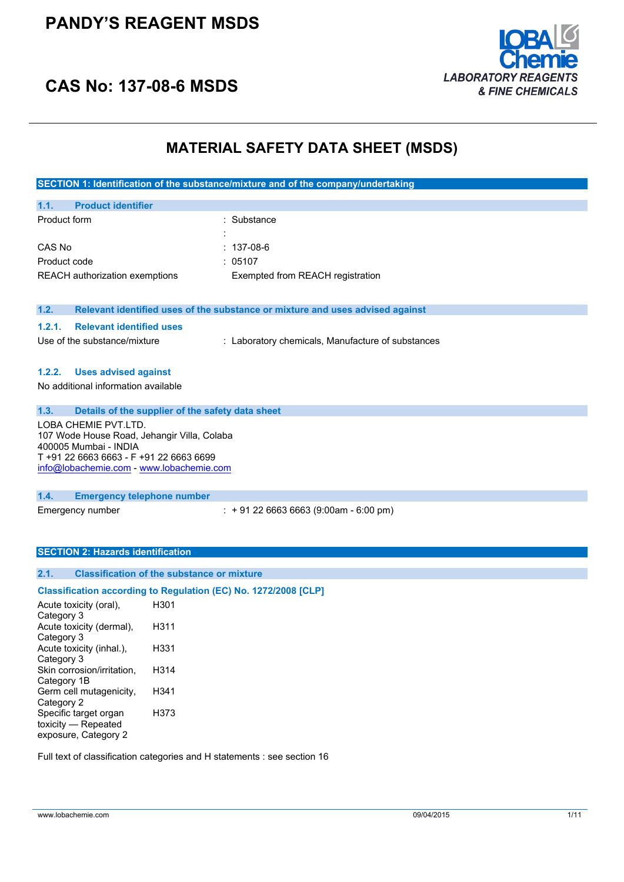# PANDY'S REAGENT MSDS

# CAS No: 137-08-6 MSDS

LOBA Chemie
*LABORATORY REAGENTS & FINE CHEMICALS*

## MATERIAL SAFETY DATA SHEET (MSDS)

### SECTION 1: Identification of the substance/mixture and of the company/undertaking

#### 1.1. Product identifier

| | |
|---|---|
| Product form | : Substance |
| | : |
| CAS No | : 137-08-6 |
| Product code | : 05107 |
| REACH authorization exemptions | Exempted from REACH registration |

#### 1.2. Relevant identified uses of the substance or mixture and uses advised against

##### 1.2.1. Relevant identified uses

| | |
|---|---|
| Use of the substance/mixture | : Laboratory chemicals, Manufacture of substances |

##### 1.2.2. Uses advised against

No additional information available

#### 1.3. Details of the supplier of the safety data sheet

LOBA CHEMIE PVT.LTD.
107 Wode House Road, Jehangir Villa, Colaba
400005 Mumbai - INDIA
T +91 22 6663 6663 - F +91 22 6663 6699
info@lobachemie.com - www.lobachemie.com

#### 1.4. Emergency telephone number

| | |
|---|---|
| Emergency number | : + 91 22 6663 6663 (9:00am - 6:00 pm) |

### SECTION 2: Hazards identification

#### 2.1. Classification of the substance or mixture

**Classification according to Regulation (EC) No. 1272/2008 [CLP]**

| | |
|---|---|
| Acute toxicity (oral), Category 3 | H301 |
| Acute toxicity (dermal), Category 3 | H311 |
| Acute toxicity (inhal.), Category 3 | H331 |
| Skin corrosion/irritation, Category 1B | H314 |
| Germ cell mutagenicity, Category 2 | H341 |
| Specific target organ toxicity — Repeated exposure, Category 2 | H373 |

Full text of classification categories and H statements : see section 16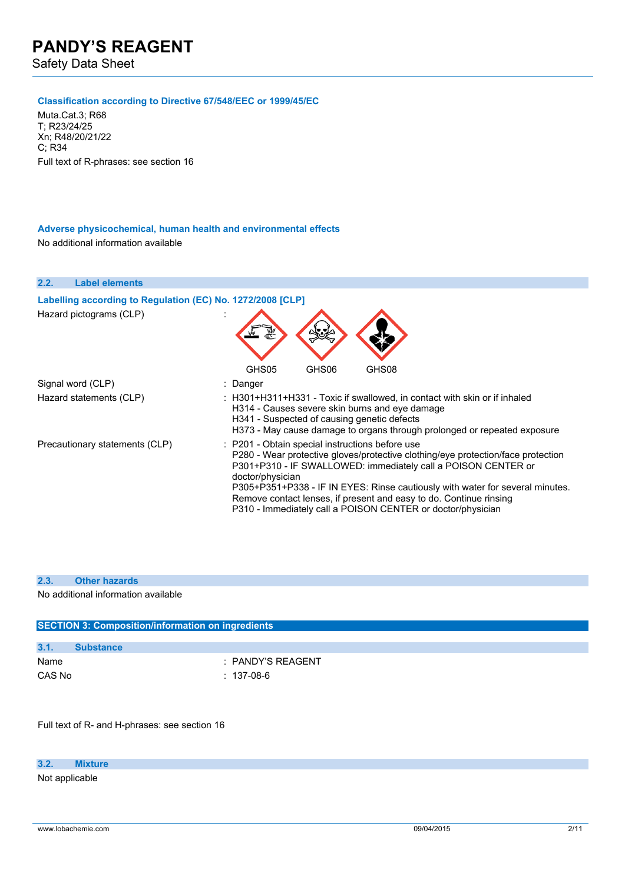#### Classification according to Directive 67/548/EEC or 1999/45/EC

Muta.Cat.3; R68
T; R23/24/25
Xn; R48/20/21/22
C; R34

Full text of R-phrases: see section 16

#### Adverse physicochemical, human health and environmental effects

No additional information available

### 2.2. Label elements

#### Labelling according to Regulation (EC) No. 1272/2008 [CLP]

| | |
|---|---|
| Hazard pictograms (CLP) | : GHS05 GHS06 GHS08 |
| Signal word (CLP) | : Danger |
| Hazard statements (CLP) | : H301+H311+H331 - Toxic if swallowed, in contact with skin or if inhaled<br>H314 - Causes severe skin burns and eye damage<br>H341 - Suspected of causing genetic defects<br>H373 - May cause damage to organs through prolonged or repeated exposure |
| Precautionary statements (CLP) | : P201 - Obtain special instructions before use<br>P280 - Wear protective gloves/protective clothing/eye protection/face protection<br>P301+P310 - IF SWALLOWED: immediately call a POISON CENTER or doctor/physician<br>P305+P351+P338 - IF IN EYES: Rinse cautiously with water for several minutes. Remove contact lenses, if present and easy to do. Continue rinsing<br>P310 - Immediately call a POISON CENTER or doctor/physician |

### 2.3. Other hazards

No additional information available

## SECTION 3: Composition/information on ingredients

### 3.1. Substance

| | |
|---|---|
| Name | : PANDY'S REAGENT |
| CAS No | : 137-08-6 |

Full text of R- and H-phrases: see section 16

### 3.2. Mixture

Not applicable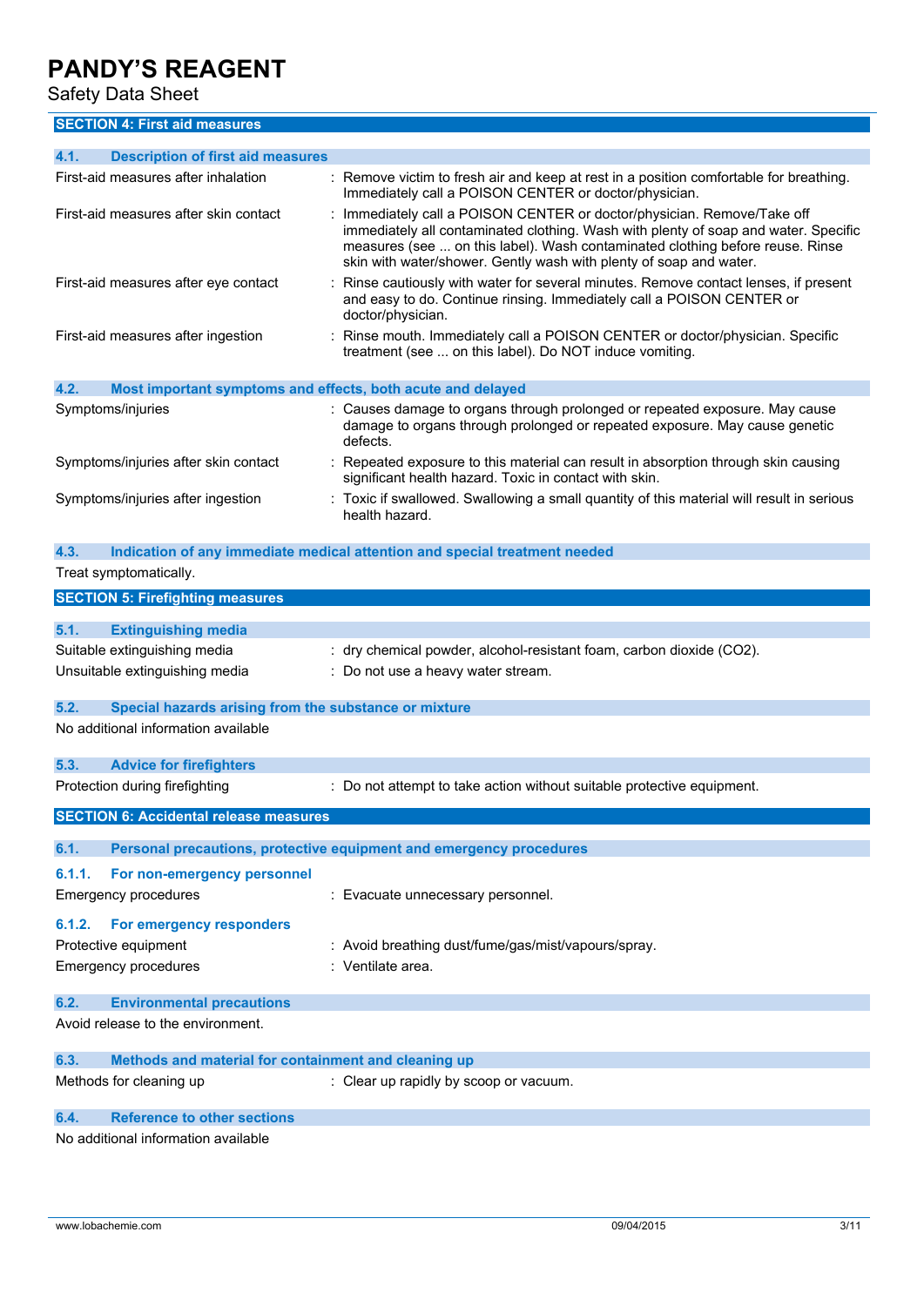## SECTION 4: First aid measures

### 4.1. Description of first aid measures

| | |
|---|---|
| First-aid measures after inhalation | : Remove victim to fresh air and keep at rest in a position comfortable for breathing. Immediately call a POISON CENTER or doctor/physician. |
| First-aid measures after skin contact | : Immediately call a POISON CENTER or doctor/physician. Remove/Take off immediately all contaminated clothing. Wash with plenty of soap and water. Specific measures (see ... on this label). Wash contaminated clothing before reuse. Rinse skin with water/shower. Gently wash with plenty of soap and water. |
| First-aid measures after eye contact | : Rinse cautiously with water for several minutes. Remove contact lenses, if present and easy to do. Continue rinsing. Immediately call a POISON CENTER or doctor/physician. |
| First-aid measures after ingestion | : Rinse mouth. Immediately call a POISON CENTER or doctor/physician. Specific treatment (see ... on this label). Do NOT induce vomiting. |

### 4.2. Most important symptoms and effects, both acute and delayed

| | |
|---|---|
| Symptoms/injuries | : Causes damage to organs through prolonged or repeated exposure. May cause damage to organs through prolonged or repeated exposure. May cause genetic defects. |
| Symptoms/injuries after skin contact | : Repeated exposure to this material can result in absorption through skin causing significant health hazard. Toxic in contact with skin. |
| Symptoms/injuries after ingestion | : Toxic if swallowed. Swallowing a small quantity of this material will result in serious health hazard. |

### 4.3. Indication of any immediate medical attention and special treatment needed

Treat symptomatically.

## SECTION 5: Firefighting measures

### 5.1. Extinguishing media

| | |
|---|---|
| Suitable extinguishing media | : dry chemical powder, alcohol-resistant foam, carbon dioxide ($CO_2$). |
| Unsuitable extinguishing media | : Do not use a heavy water stream. |

### 5.2. Special hazards arising from the substance or mixture

No additional information available

### 5.3. Advice for firefighters

| | |
|---|---|
| Protection during firefighting | : Do not attempt to take action without suitable protective equipment. |

## SECTION 6: Accidental release measures

### 6.1. Personal precautions, protective equipment and emergency procedures

#### 6.1.1. For non-emergency personnel

| | |
|---|---|
| Emergency procedures | : Evacuate unnecessary personnel. |

#### 6.1.2. For emergency responders

| | |
|---|---|
| Protective equipment | : Avoid breathing dust/fume/gas/mist/vapours/spray. |
| Emergency procedures | : Ventilate area. |

### 6.2. Environmental precautions

Avoid release to the environment.

### 6.3. Methods and material for containment and cleaning up

| | |
|---|---|
| Methods for cleaning up | : Clear up rapidly by scoop or vacuum. |

### 6.4. Reference to other sections

No additional information available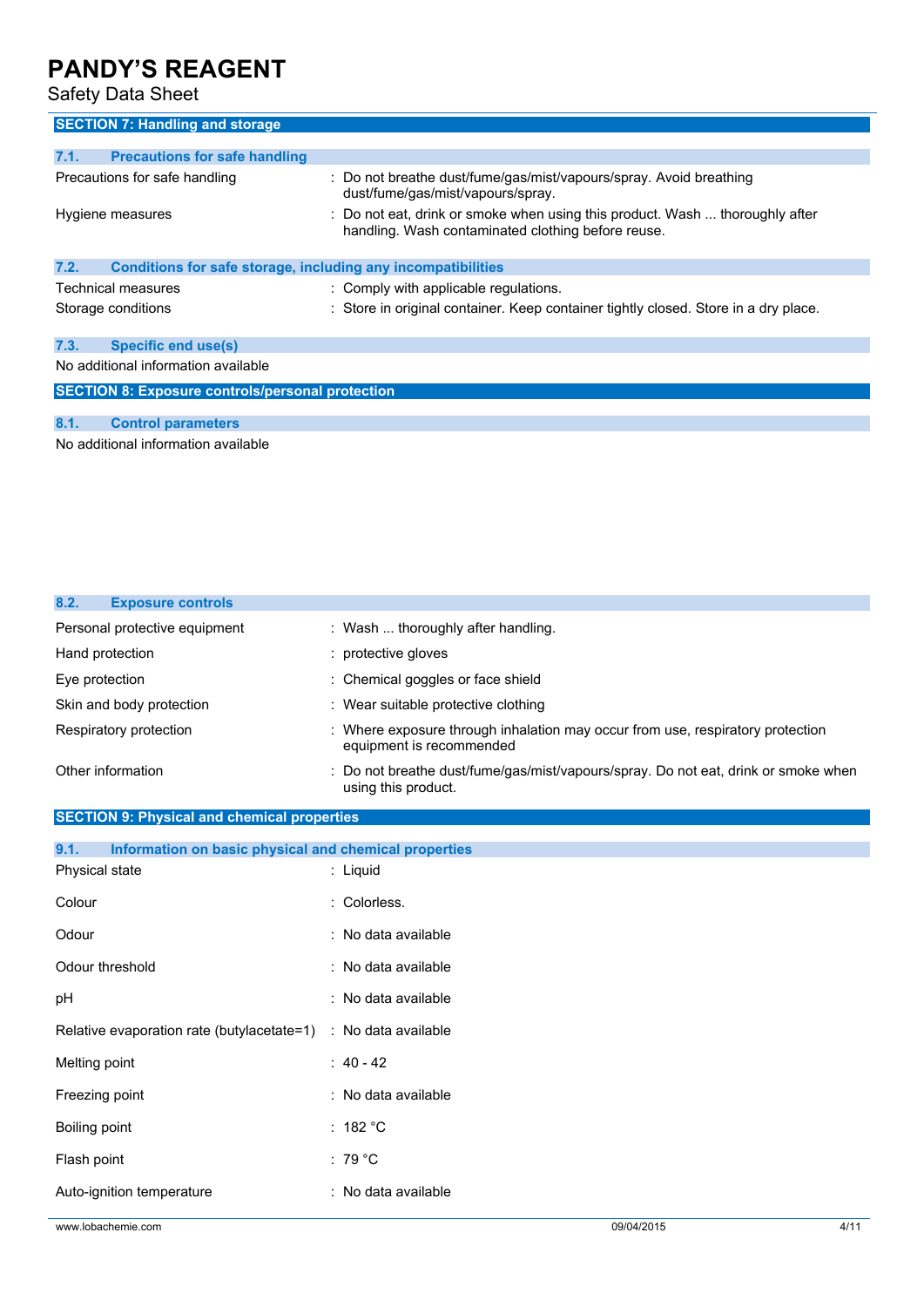## SECTION 7: Handling and storage

### 7.1. Precautions for safe handling

| | |
|---|---|
| Precautions for safe handling | : Do not breathe dust/fume/gas/mist/vapours/spray. Avoid breathing dust/fume/gas/mist/vapours/spray. |
| Hygiene measures | : Do not eat, drink or smoke when using this product. Wash ... thoroughly after handling. Wash contaminated clothing before reuse. |

### 7.2. Conditions for safe storage, including any incompatibilities

| | |
|---|---|
| Technical measures | : Comply with applicable regulations. |
| Storage conditions | : Store in original container. Keep container tightly closed. Store in a dry place. |

### 7.3. Specific end use(s)

No additional information available

## SECTION 8: Exposure controls/personal protection

### 8.1. Control parameters

No additional information available

### 8.2. Exposure controls

| | |
|---|---|
| Personal protective equipment | : Wash ... thoroughly after handling. |
| Hand protection | : protective gloves |
| Eye protection | : Chemical goggles or face shield |
| Skin and body protection | : Wear suitable protective clothing |
| Respiratory protection | : Where exposure through inhalation may occur from use, respiratory protection equipment is recommended |
| Other information | : Do not breathe dust/fume/gas/mist/vapours/spray. Do not eat, drink or smoke when using this product. |

## SECTION 9: Physical and chemical properties

### 9.1. Information on basic physical and chemical properties

| | |
|---|---|
| Physical state | : Liquid |
| Colour | : Colorless. |
| Odour | : No data available |
| Odour threshold | : No data available |
| pH | : No data available |
| Relative evaporation rate (butylacetate=1) | : No data available |
| Melting point | : 40 - 42 |
| Freezing point | : No data available |
| Boiling point | : 182 °C |
| Flash point | : 79 °C |
| Auto-ignition temperature | : No data available |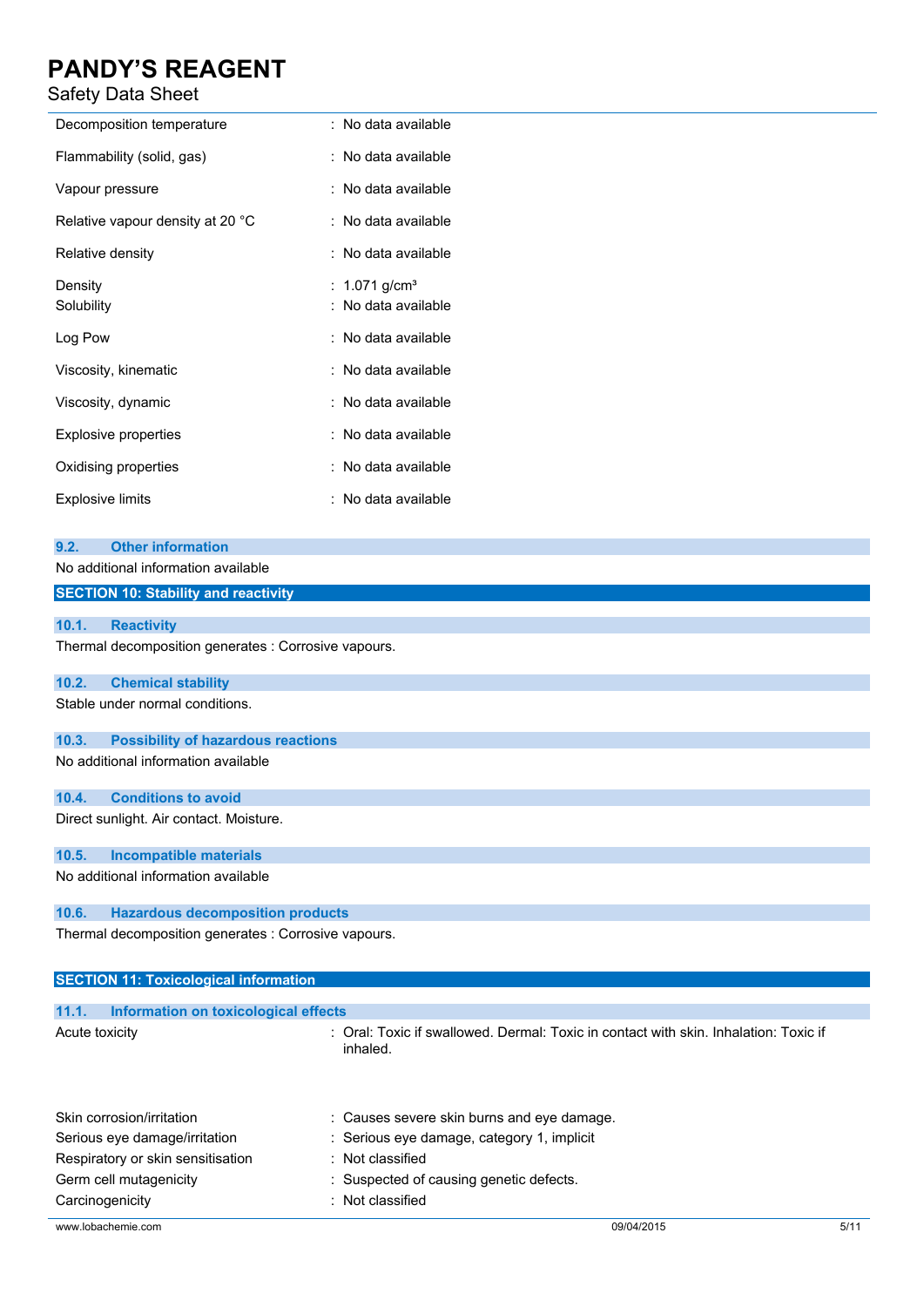| | |
|---|---|
| Decomposition temperature | : No data available |
| Flammability (solid, gas) | : No data available |
| Vapour pressure | : No data available |
| Relative vapour density at 20 °C | : No data available |
| Relative density | : No data available |
| Density | : 1.071 g/cm³ |
| Solubility | : No data available |
| Log Pow | : No data available |
| Viscosity, kinematic | : No data available |
| Viscosity, dynamic | : No data available |
| Explosive properties | : No data available |
| Oxidising properties | : No data available |
| Explosive limits | : No data available |

### 9.2. Other information

No additional information available

## SECTION 10: Stability and reactivity

### 10.1. Reactivity

Thermal decomposition generates : Corrosive vapours.

### 10.2. Chemical stability

Stable under normal conditions.

### 10.3. Possibility of hazardous reactions

No additional information available

### 10.4. Conditions to avoid

Direct sunlight. Air contact. Moisture.

### 10.5. Incompatible materials

No additional information available

### 10.6. Hazardous decomposition products

Thermal decomposition generates : Corrosive vapours.

## SECTION 11: Toxicological information

### 11.1. Information on toxicological effects

| | |
|---|---|
| Acute toxicity | : Oral: Toxic if swallowed. Dermal: Toxic in contact with skin. Inhalation: Toxic if inhaled. |
| Skin corrosion/irritation | : Causes severe skin burns and eye damage. |
| Serious eye damage/irritation | : Serious eye damage, category 1, implicit |
| Respiratory or skin sensitisation | : Not classified |
| Germ cell mutagenicity | : Suspected of causing genetic defects. |
| Carcinogenicity | : Not classified |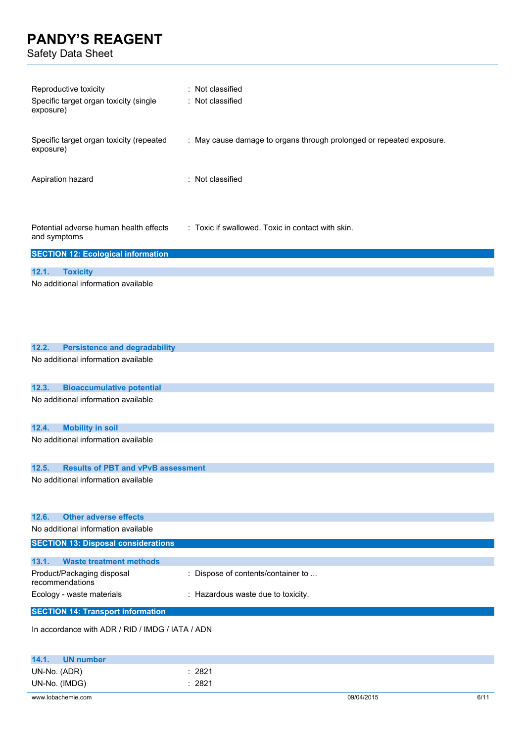| | |
|---|---|
| Reproductive toxicity | : Not classified |
| Specific target organ toxicity (single exposure) | : Not classified |
| Specific target organ toxicity (repeated exposure) | : May cause damage to organs through prolonged or repeated exposure. |
| Aspiration hazard | : Not classified |
| Potential adverse human health effects and symptoms | : Toxic if swallowed. Toxic in contact with skin. |

## SECTION 12: Ecological information

### 12.1. Toxicity

No additional information available

### 12.2. Persistence and degradability

No additional information available

### 12.3. Bioaccumulative potential

No additional information available

### 12.4. Mobility in soil

No additional information available

### 12.5. Results of PBT and vPvB assessment

No additional information available

### 12.6. Other adverse effects

No additional information available

## SECTION 13: Disposal considerations

### 13.1. Waste treatment methods

| | |
|---|---|
| Product/Packaging disposal recommendations | : Dispose of contents/container to ... |
| Ecology - waste materials | : Hazardous waste due to toxicity. |

## SECTION 14: Transport information

In accordance with ADR / RID / IMDG / IATA / ADN

### 14.1. UN number

| | |
|---|---|
| UN-No. (ADR) | : 2821 |
| UN-No. (IMDG) | : 2821 |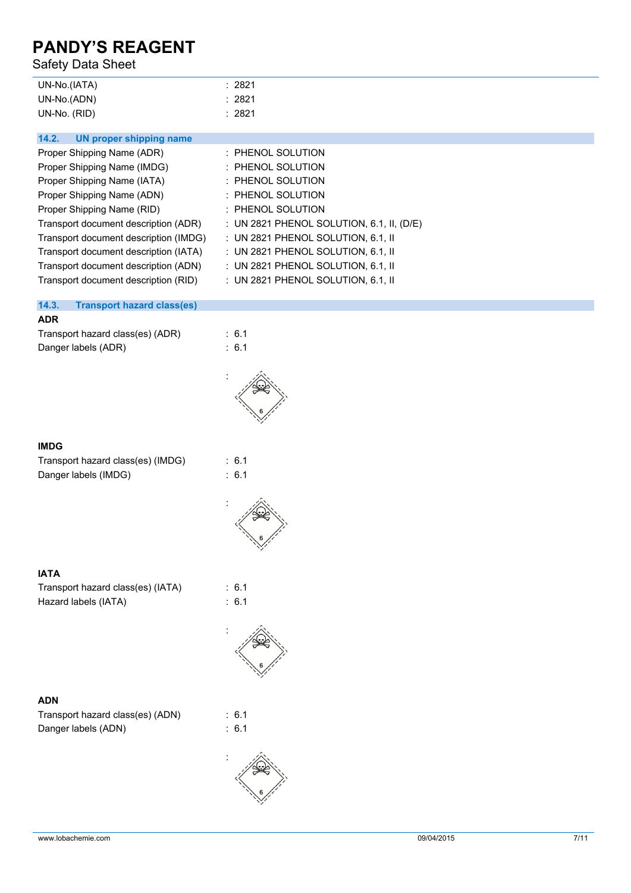UN-No.(IATA) : 2821
UN-No.(ADN) : 2821
UN-No. (RID) : 2821

## 14.2. UN proper shipping name

Proper Shipping Name (ADR) : PHENOL SOLUTION
Proper Shipping Name (IMDG) : PHENOL SOLUTION
Proper Shipping Name (IATA) : PHENOL SOLUTION
Proper Shipping Name (ADN) : PHENOL SOLUTION
Proper Shipping Name (RID) : PHENOL SOLUTION
Transport document description (ADR) : UN 2821 PHENOL SOLUTION, 6.1, II, (D/E)
Transport document description (IMDG) : UN 2821 PHENOL SOLUTION, 6.1, II
Transport document description (IATA) : UN 2821 PHENOL SOLUTION, 6.1, II
Transport document description (ADN) : UN 2821 PHENOL SOLUTION, 6.1, II
Transport document description (RID) : UN 2821 PHENOL SOLUTION, 6.1, II

## 14.3. Transport hazard class(es)

**ADR**

Transport hazard class(es) (ADR) : 6.1
Danger labels (ADR) : 6.1

:

**IMDG**

Transport hazard class(es) (IMDG) : 6.1
Danger labels (IMDG) : 6.1

:

**IATA**

Transport hazard class(es) (IATA) : 6.1
Hazard labels (IATA) : 6.1

:

**ADN**

Transport hazard class(es) (ADN) : 6.1
Danger labels (ADN) : 6.1

: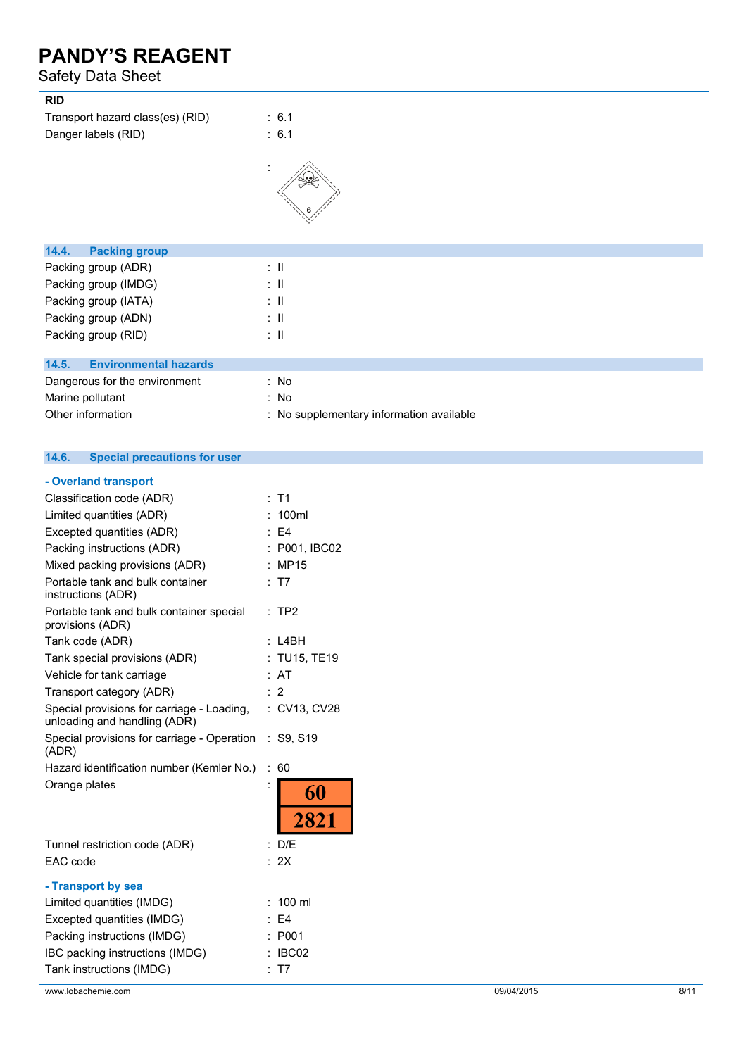**RID**

| | |
|---|---|
| Transport hazard class(es) (RID) | : 6.1 |
| Danger labels (RID) | : 6.1 |
| | : |

## 14.4. Packing group

| | |
|---|---|
| Packing group (ADR) | : II |
| Packing group (IMDG) | : II |
| Packing group (IATA) | : II |
| Packing group (ADN) | : II |
| Packing group (RID) | : II |

## 14.5. Environmental hazards

| | |
|---|---|
| Dangerous for the environment | : No |
| Marine pollutant | : No |
| Other information | : No supplementary information available |

## 14.6. Special precautions for user

**- Overland transport**

| | |
|---|---|
| Classification code (ADR) | : T1 |
| Limited quantities (ADR) | : 100ml |
| Excepted quantities (ADR) | : E4 |
| Packing instructions (ADR) | : P001, IBC02 |
| Mixed packing provisions (ADR) | : MP15 |
| Portable tank and bulk container instructions (ADR) | : T7 |
| Portable tank and bulk container special provisions (ADR) | : TP2 |
| Tank code (ADR) | : L4BH |
| Tank special provisions (ADR) | : TU15, TE19 |
| Vehicle for tank carriage | : AT |
| Transport category (ADR) | : 2 |
| Special provisions for carriage - Loading, unloading and handling (ADR) | : CV13, CV28 |
| Special provisions for carriage - Operation (ADR) | : S9, S19 |
| Hazard identification number (Kemler No.) | : 60 |
| Orange plates | : 60 / 2821 |
| Tunnel restriction code (ADR) | : D/E |
| EAC code | : 2X |

**- Transport by sea**

| | |
|---|---|
| Limited quantities (IMDG) | : 100 ml |
| Excepted quantities (IMDG) | : E4 |
| Packing instructions (IMDG) | : P001 |
| IBC packing instructions (IMDG) | : IBC02 |
| Tank instructions (IMDG) | : T7 |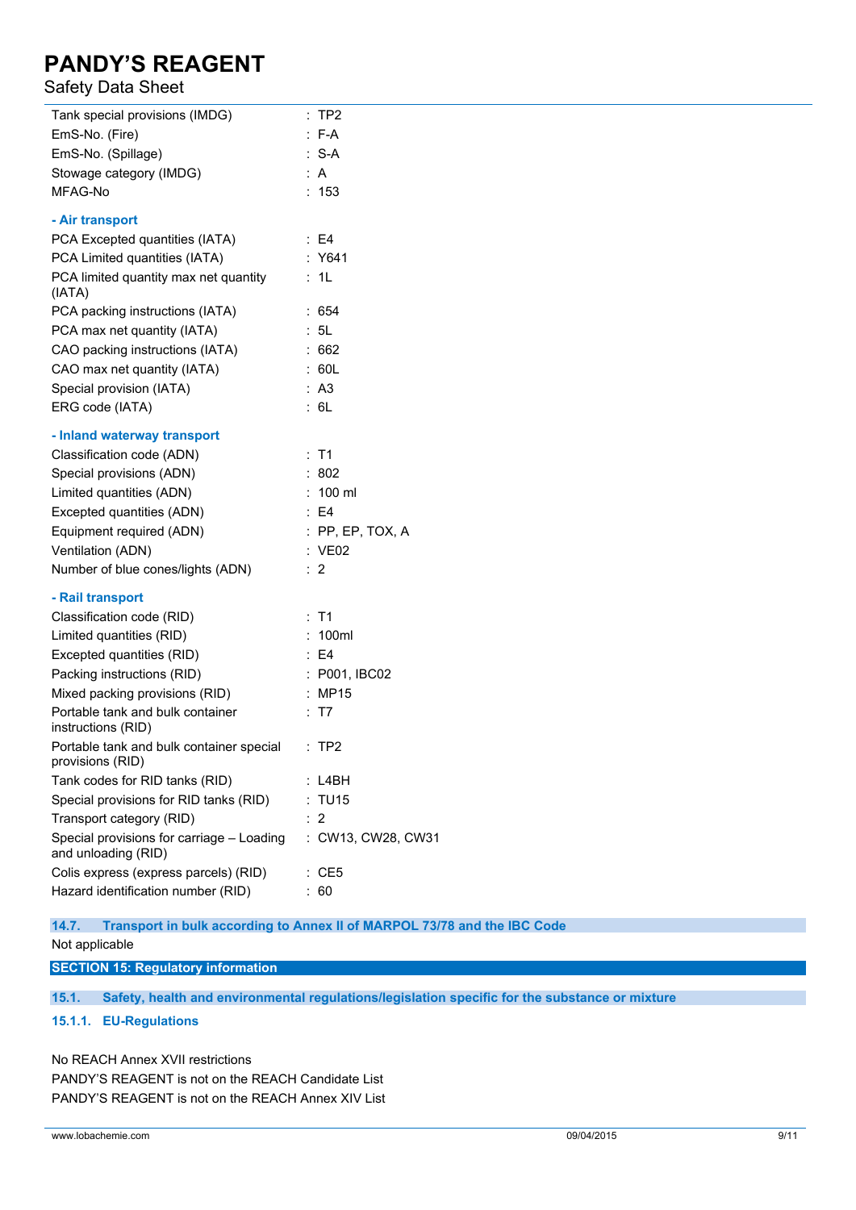| | |
|---|---|
| Tank special provisions (IMDG) | : TP2 |
| EmS-No. (Fire) | : F-A |
| EmS-No. (Spillage) | : S-A |
| Stowage category (IMDG) | : A |
| MFAG-No | : 153 |

**- Air transport**

| | |
|---|---|
| PCA Excepted quantities (IATA) | : E4 |
| PCA Limited quantities (IATA) | : Y641 |
| PCA limited quantity max net quantity (IATA) | : 1L |
| PCA packing instructions (IATA) | : 654 |
| PCA max net quantity (IATA) | : 5L |
| CAO packing instructions (IATA) | : 662 |
| CAO max net quantity (IATA) | : 60L |
| Special provision (IATA) | : A3 |
| ERG code (IATA) | : 6L |

**- Inland waterway transport**

| | |
|---|---|
| Classification code (ADN) | : T1 |
| Special provisions (ADN) | : 802 |
| Limited quantities (ADN) | : 100 ml |
| Excepted quantities (ADN) | : E4 |
| Equipment required (ADN) | : PP, EP, TOX, A |
| Ventilation (ADN) | : VE02 |
| Number of blue cones/lights (ADN) | : 2 |

**- Rail transport**

| | |
|---|---|
| Classification code (RID) | : T1 |
| Limited quantities (RID) | : 100ml |
| Excepted quantities (RID) | : E4 |
| Packing instructions (RID) | : P001, IBC02 |
| Mixed packing provisions (RID) | : MP15 |
| Portable tank and bulk container instructions (RID) | : T7 |
| Portable tank and bulk container special provisions (RID) | : TP2 |
| Tank codes for RID tanks (RID) | : L4BH |
| Special provisions for RID tanks (RID) | : TU15 |
| Transport category (RID) | : 2 |
| Special provisions for carriage – Loading and unloading (RID) | : CW13, CW28, CW31 |
| Colis express (express parcels) (RID) | : CE5 |
| Hazard identification number (RID) | : 60 |

### 14.7. Transport in bulk according to Annex II of MARPOL 73/78 and the IBC Code

Not applicable

## SECTION 15: Regulatory information

### 15.1. Safety, health and environmental regulations/legislation specific for the substance or mixture

#### 15.1.1. EU-Regulations

No REACH Annex XVII restrictions

PANDY'S REAGENT is not on the REACH Candidate List

PANDY'S REAGENT is not on the REACH Annex XIV List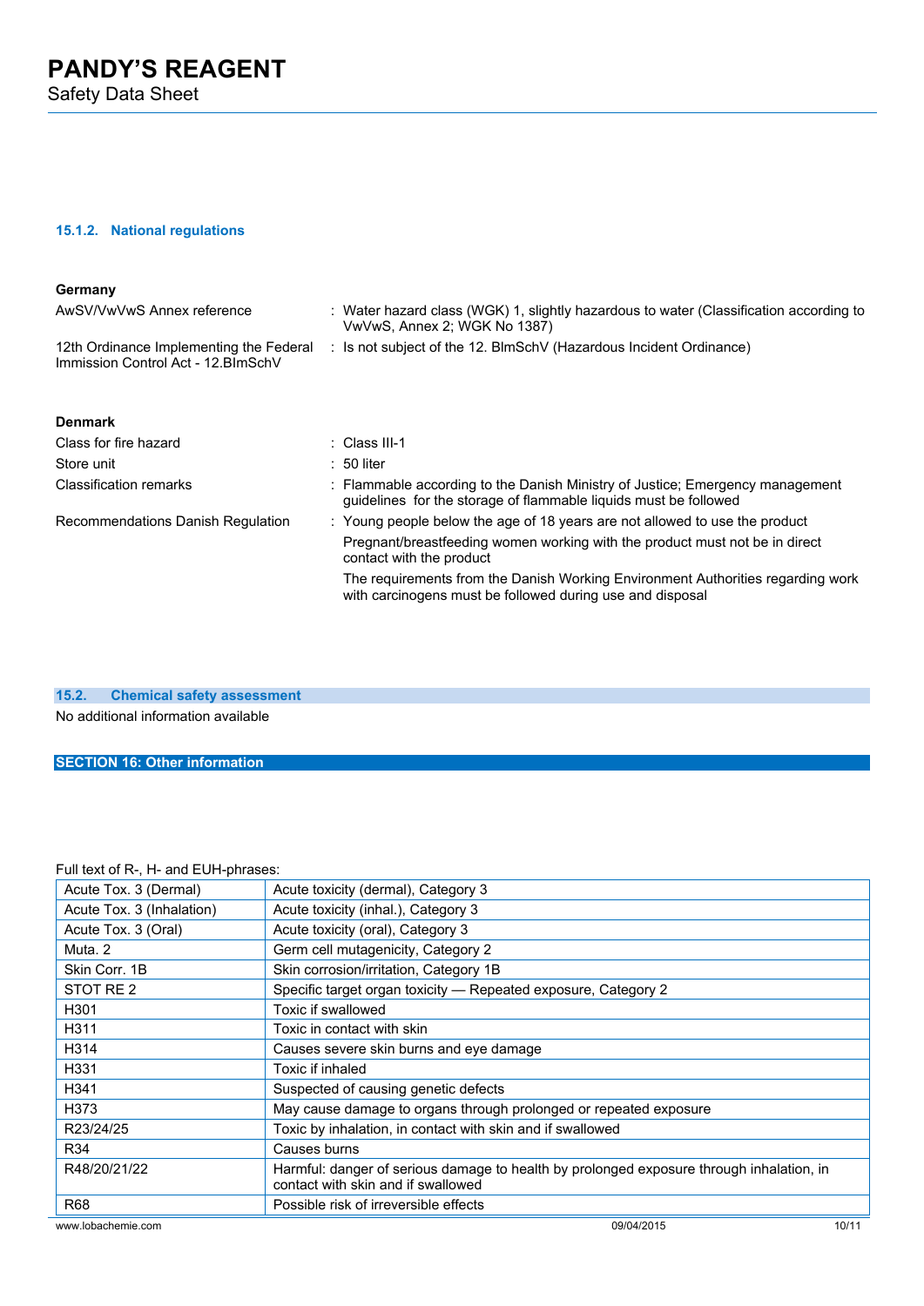#### 15.1.2. National regulations

**Germany**

| | |
|---|---|
| AwSV/VwVwS Annex reference | : Water hazard class (WGK) 1, slightly hazardous to water (Classification according to VwVwS, Annex 2; WGK No 1387) |
| 12th Ordinance Implementing the Federal Immission Control Act - 12.BImSchV | : Is not subject of the 12. BlmSchV (Hazardous Incident Ordinance) |

**Denmark**

| | |
|---|---|
| Class for fire hazard | : Class III-1 |
| Store unit | : 50 liter |
| Classification remarks | : Flammable according to the Danish Ministry of Justice; Emergency management guidelines for the storage of flammable liquids must be followed |
| Recommendations Danish Regulation | : Young people below the age of 18 years are not allowed to use the product<br>Pregnant/breastfeeding women working with the product must not be in direct contact with the product<br>The requirements from the Danish Working Environment Authorities regarding work with carcinogens must be followed during use and disposal |

### 15.2. Chemical safety assessment

No additional information available

## SECTION 16: Other information

Full text of R-, H- and EUH-phrases:

| | |
|---|---|
| Acute Tox. 3 (Dermal) | Acute toxicity (dermal), Category 3 |
| Acute Tox. 3 (Inhalation) | Acute toxicity (inhal.), Category 3 |
| Acute Tox. 3 (Oral) | Acute toxicity (oral), Category 3 |
| Muta. 2 | Germ cell mutagenicity, Category 2 |
| Skin Corr. 1B | Skin corrosion/irritation, Category 1B |
| STOT RE 2 | Specific target organ toxicity — Repeated exposure, Category 2 |
| H301 | Toxic if swallowed |
| H311 | Toxic in contact with skin |
| H314 | Causes severe skin burns and eye damage |
| H331 | Toxic if inhaled |
| H341 | Suspected of causing genetic defects |
| H373 | May cause damage to organs through prolonged or repeated exposure |
| R23/24/25 | Toxic by inhalation, in contact with skin and if swallowed |
| R34 | Causes burns |
| R48/20/21/22 | Harmful: danger of serious damage to health by prolonged exposure through inhalation, in contact with skin and if swallowed |
| R68 | Possible risk of irreversible effects |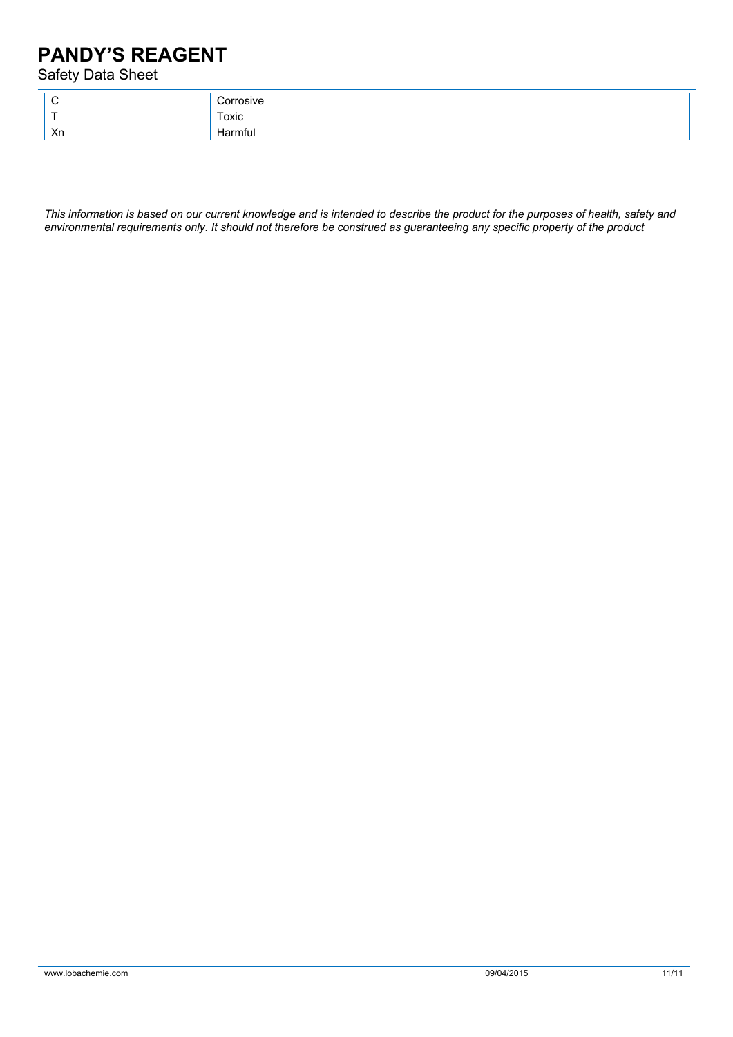| | |
|---|---|
| C | Corrosive |
| T | Toxic |
| Xn | Harmful |

*This information is based on our current knowledge and is intended to describe the product for the purposes of health, safety and environmental requirements only. It should not therefore be construed as guaranteeing any specific property of the product*